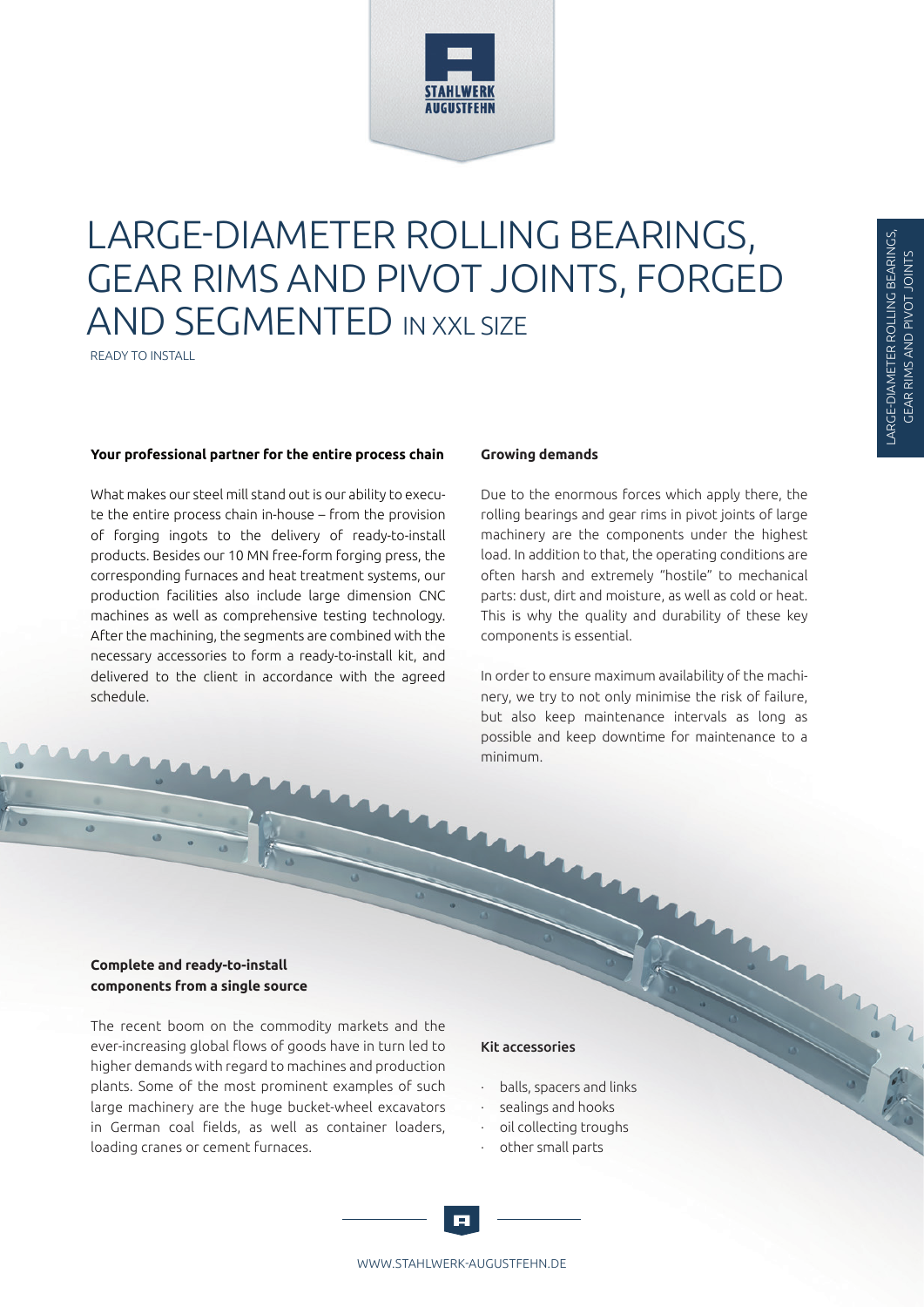# LARGE-DIAMETER ROLLING BEARINGS, GEAR RIMS AND PIVOT JOINTS, FORGED AND SEGMENTED IN XXL SIZE

READY TO INSTALL

**Your professional partner for the entire process chain**

What makes our steel mill stand out is our ability to execute the entire process chain in-house – from the provision of forging ingots to the delivery of ready-to-install products. Besides our 10 MN free-form forging press, the corresponding furnaces and heat treatment systems, our production facilities also include large dimension CNC machines as well as comprehensive testing technology. After the machining, the segments are combined with the necessary accessories to form a ready-to-install kit, and delivered to the client in accordance with the agreed schedule.

**Growing demands**

Due to the enormous forces which apply there, the rolling bearings and gear rims in pivot joints of large machinery are the components under the highest load. In addition to that, the operating conditions are often harsh and extremely "hostile" to mechanical parts: dust, dirt and moisture, as well as cold or heat. This is why the quality and durability of these key components is essential.

In order to ensure maximum availability of the machinery, we try to not only minimise the risk of failure, but also keep maintenance intervals as long as possible and keep downtime for maintenance to a minimum.

**Complete and ready-to-install components from a single source**

The recent boom on the commodity markets and the ever-increasing global flows of goods have in turn led to higher demands with regard to machines and production plants. Some of the most prominent examples of such large machinery are the huge bucket-wheel excavators in German coal fields, as well as container loaders, loading cranes or cement furnaces.

**Kit accessories**

- balls, spacers and links
- sealings and hooks
- oil collecting troughs
- other small parts

WWW.STAHLWERK-AUGUSTFEHN.DE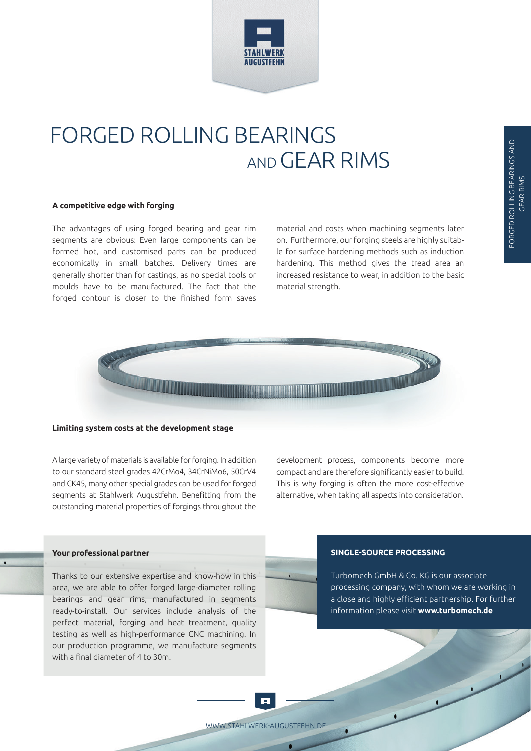# FORGED ROLLING BEARINGS AND GEAR RIMS

### A competitive edge with forging

The advantages of using forged bearing and gear rim segments are obvious: Even large components can be formed hot, and customised parts can be produced economically in small batches. Delivery times are generally shorter than for castings, as no special tools or moulds have to be manufactured. The fact that the forged contour is closer to the finished form saves material and costs when machining segments later on. Furthermore, our forging steels are highly suitable for surface hardening methods such as induction hardening. This method gives the tread area an increased resistance to wear, in addition to the basic material strength.

### Limiting system costs at the development stage

A large variety of materials is available for forging. In addition to our standard steel grades 42CrMo4, 34CrNiMo6, 50CrV4 and CK45, many other special grades can be used for forged segments at Stahlwerk Augustfehn. Benefitting from the outstanding material properties of forgings throughout the development process, components become more compact and are therefore significantly easier to build. This is why forging is often the more cost-effective alternative, when taking all aspects into consideration.

### Your professional partner

Thanks to our extensive expertise and know-how in this area, we are able to offer forged large-diameter rolling bearings and gear rims, manufactured in segments ready-to-install. Our services include analysis of the perfect material, forging and heat treatment, quality testing as well as high-performance CNC machining. In our production programme, we manufacture segments with a final diameter of 4 to 30m.

### SINGLE-SOURCE PROCESSING

Turbomech GmbH & Co. KG is our associate processing company, with whom we are working in a close and highly efficient partnership. For further information please visit **www.turbomech.de**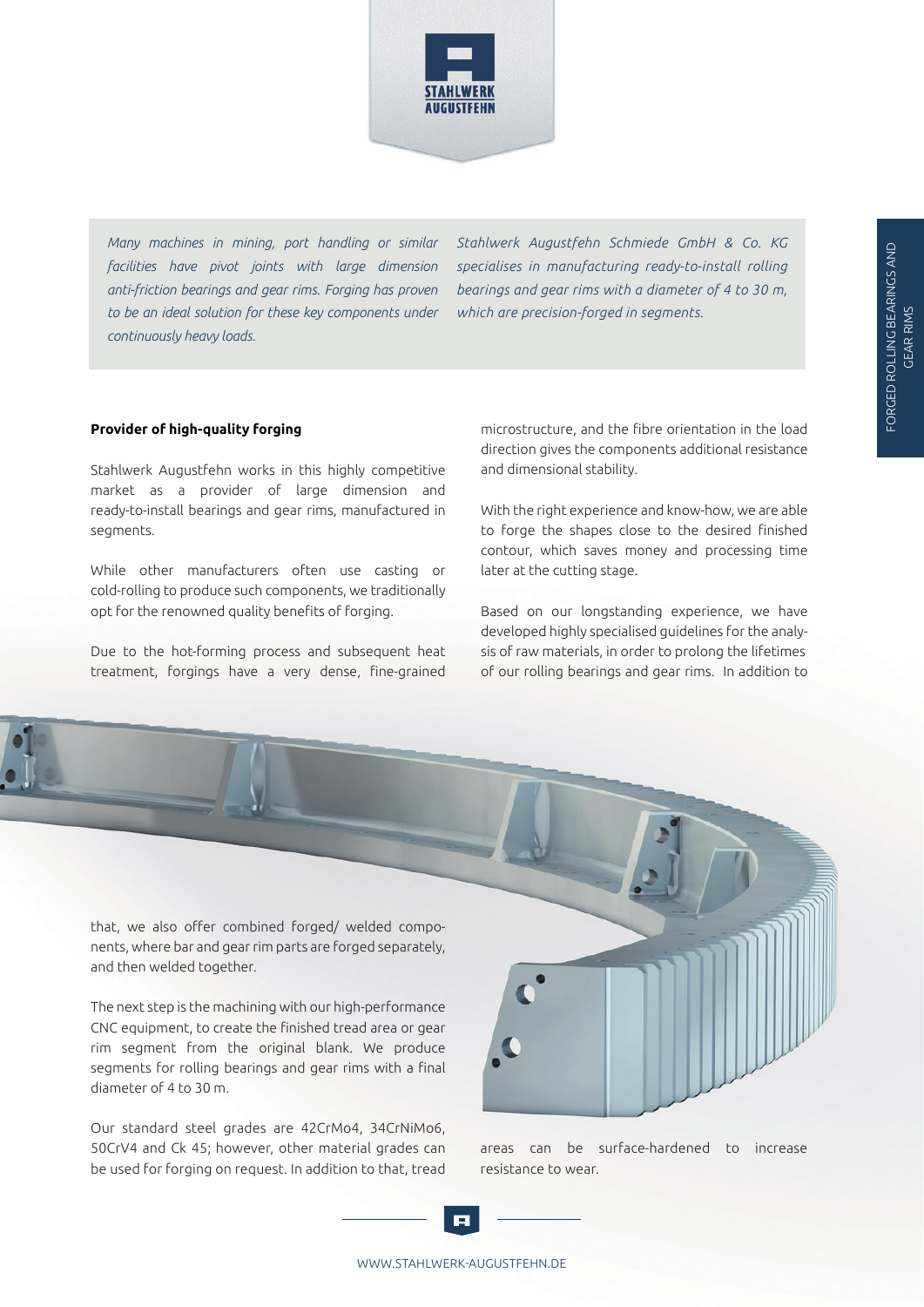*Many machines in mining, port handling or similar facilities have pivot joints with large dimension anti-friction bearings and gear rims. Forging has proven to be an ideal solution for these key components under continuously heavy loads.*

*Stahlwerk Augustfehn Schmiede GmbH & Co. KG specialises in manufacturing ready-to-install rolling bearings and gear rims with a diameter of 4 to 30 m, which are precision-forged in segments.*

**Provider of high-quality forging**

Stahlwerk Augustfehn works in this highly competitive market as a provider of large dimension and ready-to-install bearings and gear rims, manufactured in segments.

While other manufacturers often use casting or cold-rolling to produce such components, we traditionally opt for the renowned quality benefits of forging.

Due to the hot-forming process and subsequent heat treatment, forgings have a very dense, fine-grained microstructure, and the fibre orientation in the load direction gives the components additional resistance and dimensional stability.

With the right experience and know-how, we are able to forge the shapes close to the desired finished contour, which saves money and processing time later at the cutting stage.

Based on our longstanding experience, we have developed highly specialised guidelines for the analysis of raw materials, in order to prolong the lifetimes of our rolling bearings and gear rims. In addition to that, we also offer combined forged/ welded components, where bar and gear rim parts are forged separately, and then welded together.

The next step is the machining with our high-performance CNC equipment, to create the finished tread area or gear rim segment from the original blank. We produce segments for rolling bearings and gear rims with a final diameter of 4 to 30 m.

Our standard steel grades are 42CrMo4, 34CrNiMo6, 50CrV4 and Ck 45; however, other material grades can be used for forging on request. In addition to that, tread areas can be surface-hardened to increase resistance to wear.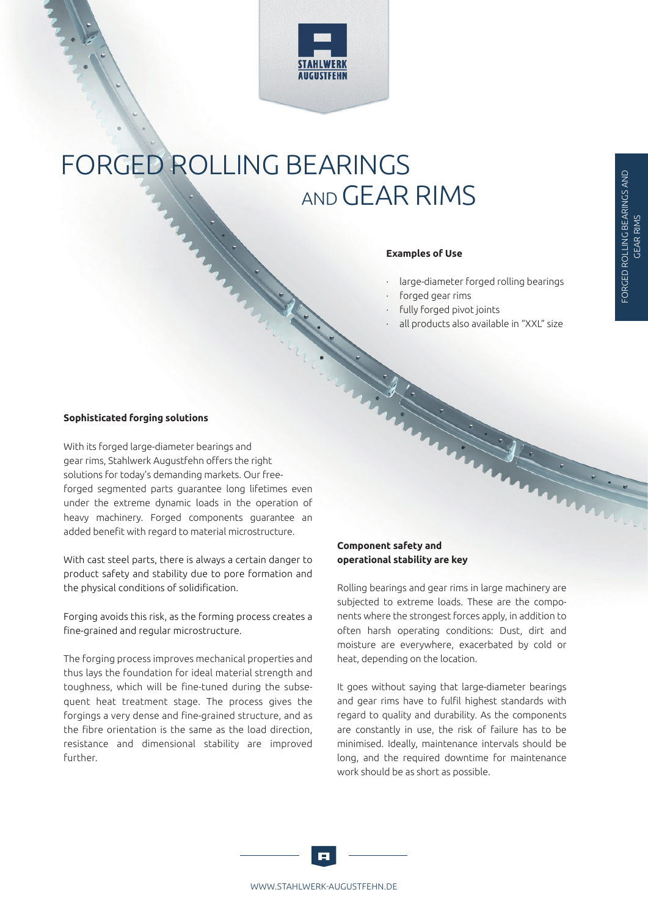# FORGED ROLLING BEARINGS AND GEAR RIMS

**Examples of Use**

- large-diameter forged rolling bearings
- forged gear rims
- fully forged pivot joints
- all products also available in "XXL" size

**Sophisticated forging solutions**

With its forged large-diameter bearings and gear rims, Stahlwerk Augustfehn offers the right solutions for today's demanding markets. Our free-forged segmented parts guarantee long lifetimes even under the extreme dynamic loads in the operation of heavy machinery. Forged components guarantee an added benefit with regard to material microstructure.

With cast steel parts, there is always a certain danger to product safety and stability due to pore formation and the physical conditions of solidification.

Forging avoids this risk, as the forming process creates a fine-grained and regular microstructure.

The forging process improves mechanical properties and thus lays the foundation for ideal material strength and toughness, which will be fine-tuned during the subsequent heat treatment stage. The process gives the forgings a very dense and fine-grained structure, and as the fibre orientation is the same as the load direction, resistance and dimensional stability are improved further.

**Component safety and operational stability are key**

Rolling bearings and gear rims in large machinery are subjected to extreme loads. These are the components where the strongest forces apply, in addition to often harsh operating conditions: Dust, dirt and moisture are everywhere, exacerbated by cold or heat, depending on the location.

It goes without saying that large-diameter bearings and gear rims have to fulfil highest standards with regard to quality and durability. As the components are constantly in use, the risk of failure has to be minimised. Ideally, maintenance intervals should be long, and the required downtime for maintenance work should be as short as possible.